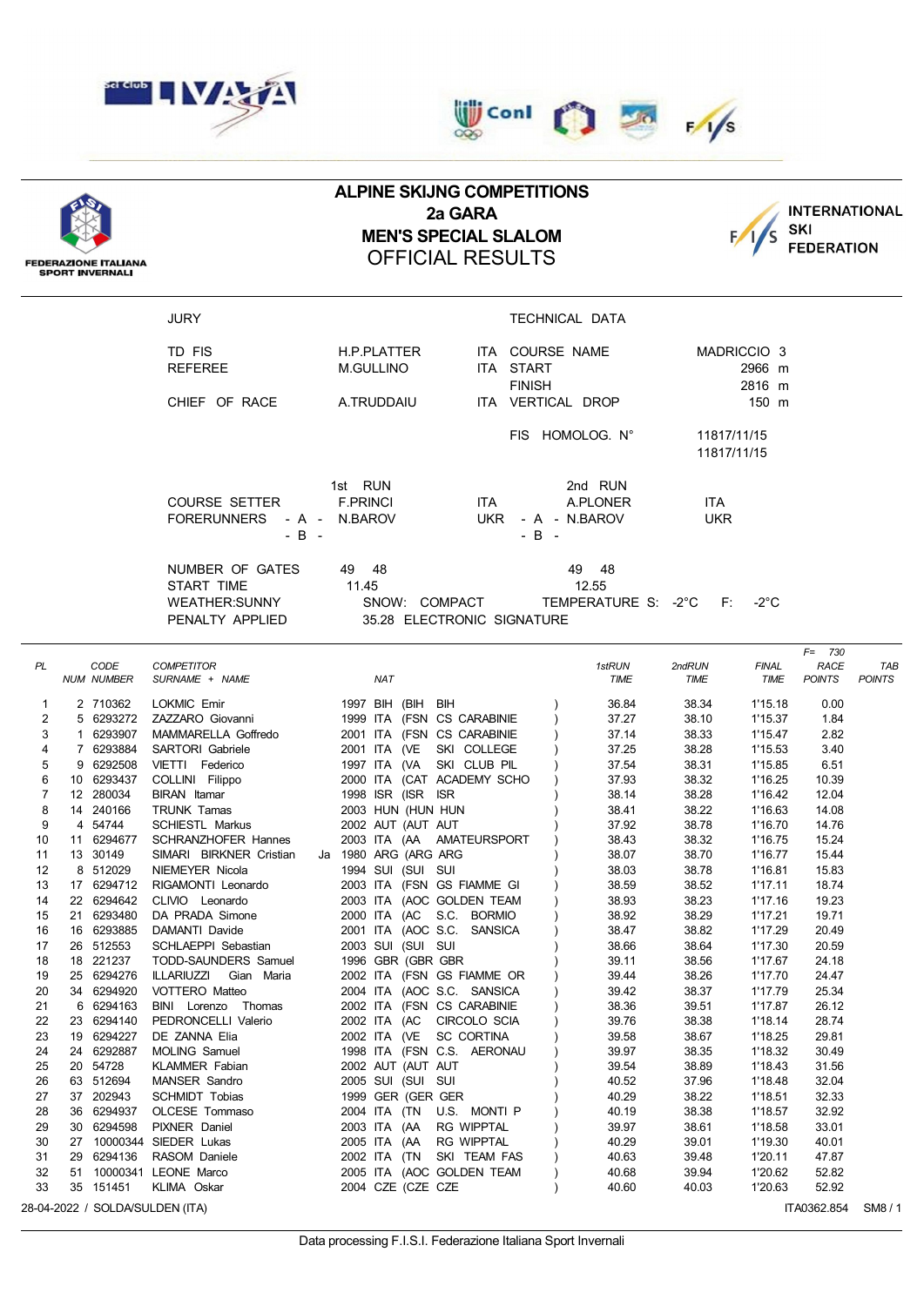# ALPINE SKIJNG COMPETITIONS
## 2a GARA
## MEN'S SPECIAL SLALOM
## OFFICIAL RESULTS

FEDERAZIONE ITALIANA SPORT INVERNALI

INTERNATIONAL SKI FEDERATION

| JURY | | | TECHNICAL DATA | |
|---|---|---|---|---|
| TD FIS | H.P.PLATTER | ITA | COURSE NAME | MADRICCIO 3 |
| REFEREE | M.GULLINO | ITA | START | 2966 m |
| | | | FINISH | 2816 m |
| CHIEF OF RACE | A.TRUDDAIU | ITA | VERTICAL DROP | 150 m |
| | | | FIS HOMOLOG. N° | 11817/11/15 |
| | | | | 11817/11/15 |

| | 1st RUN | | 2nd RUN | |
|---|---|---|---|---|
| COURSE SETTER | F.PRINCI | ITA | A.PLONER | ITA |
| FORERUNNERS - A - | N.BAROV | UKR | - A - N.BAROV | UKR |
| - B - | | | - B - | |
| NUMBER OF GATES | 49 48 | | 49 48 | |
| START TIME | 11.45 | | 12.55 | |

WEATHER:SUNNY SNOW: COMPACT TEMPERATURE S: -2°C F: -2°C

PENALTY APPLIED 35.28 ELECTRONIC SIGNATURE

F= 730

| PL | NUM | CODE NUMBER | COMPETITOR SURNAME + NAME | NAT | 1stRUN TIME | 2ndRUN TIME | FINAL TIME | RACE POINTS | TAB POINTS |
|---|---|---|---|---|---|---|---|---|---|
| 1 | 2 | 710362 | LOKMIC Emir | 1997 BIH (BIH BIH ) | 36.84 | 38.34 | 1'15.18 | 0.00 | |
| 2 | 5 | 6293272 | ZAZZARO Giovanni | 1999 ITA (FSN CS CARABINIE ) | 37.27 | 38.10 | 1'15.37 | 1.84 | |
| 3 | 1 | 6293907 | MAMMARELLA Goffredo | 2001 ITA (FSN CS CARABINIE ) | 37.14 | 38.33 | 1'15.47 | 2.82 | |
| 4 | 7 | 6293884 | SARTORI Gabriele | 2001 ITA (VE SKI COLLEGE ) | 37.25 | 38.28 | 1'15.53 | 3.40 | |
| 5 | 9 | 6292508 | VIETTI Federico | 1997 ITA (VA SKI CLUB PIL ) | 37.54 | 38.31 | 1'15.85 | 6.51 | |
| 6 | 10 | 6293437 | COLLINI Filippo | 2000 ITA (CAT ACADEMY SCHO ) | 37.93 | 38.32 | 1'16.25 | 10.39 | |
| 7 | 12 | 280034 | BIRAN Itamar | 1998 ISR (ISR ISR ) | 38.14 | 38.28 | 1'16.42 | 12.04 | |
| 8 | 14 | 240166 | TRUNK Tamas | 2003 HUN (HUN HUN ) | 38.41 | 38.22 | 1'16.63 | 14.08 | |
| 9 | 4 | 54744 | SCHIESTL Markus | 2002 AUT (AUT AUT ) | 37.92 | 38.78 | 1'16.70 | 14.76 | |
| 10 | 11 | 6294677 | SCHRANZHOFER Hannes | 2003 ITA (AA AMATEURSPORT ) | 38.43 | 38.32 | 1'16.75 | 15.24 | |
| 11 | 13 | 30149 | SIMARI BIRKNER Cristian Ja | 1980 ARG (ARG ARG ) | 38.07 | 38.70 | 1'16.77 | 15.44 | |
| 12 | 8 | 512029 | NIEMEYER Nicola | 1994 SUI (SUI SUI ) | 38.03 | 38.78 | 1'16.81 | 15.83 | |
| 13 | 17 | 6294712 | RIGAMONTI Leonardo | 2003 ITA (FSN GS FIAMME GI ) | 38.59 | 38.52 | 1'17.11 | 18.74 | |
| 14 | 22 | 6294642 | CLIVIO Leonardo | 2003 ITA (AOC GOLDEN TEAM ) | 38.93 | 38.23 | 1'17.16 | 19.23 | |
| 15 | 21 | 6293480 | DA PRADA Simone | 2000 ITA (AC S.C. BORMIO ) | 38.92 | 38.29 | 1'17.21 | 19.71 | |
| 16 | 16 | 6293885 | DAMANTI Davide | 2001 ITA (AOC S.C. SANSICA ) | 38.47 | 38.82 | 1'17.29 | 20.49 | |
| 17 | 26 | 512553 | SCHLAEPPI Sebastian | 2003 SUI (SUI SUI ) | 38.66 | 38.64 | 1'17.30 | 20.59 | |
| 18 | 18 | 221237 | TODD-SAUNDERS Samuel | 1996 GBR (GBR GBR ) | 39.11 | 38.56 | 1'17.67 | 24.18 | |
| 19 | 25 | 6294276 | ILLARIUZZI Gian Maria | 2002 ITA (FSN GS FIAMME OR ) | 39.44 | 38.26 | 1'17.70 | 24.47 | |
| 20 | 34 | 6294920 | VOTTERO Matteo | 2004 ITA (AOC S.C. SANSICA ) | 39.42 | 38.37 | 1'17.79 | 25.34 | |
| 21 | 6 | 6294163 | BINI Lorenzo Thomas | 2002 ITA (FSN CS CARABINIE ) | 38.36 | 39.51 | 1'17.87 | 26.12 | |
| 22 | 23 | 6294140 | PEDRONCELLI Valerio | 2002 ITA (AC CIRCOLO SCIA ) | 39.76 | 38.38 | 1'18.14 | 28.74 | |
| 23 | 19 | 6294227 | DE ZANNA Elia | 2002 ITA (VE SC CORTINA ) | 39.58 | 38.67 | 1'18.25 | 29.81 | |
| 24 | 24 | 6292887 | MOLING Samuel | 1998 ITA (FSN C.S. AERONAU ) | 39.97 | 38.35 | 1'18.32 | 30.49 | |
| 25 | 20 | 54728 | KLAMMER Fabian | 2002 AUT (AUT AUT ) | 39.54 | 38.89 | 1'18.43 | 31.56 | |
| 26 | 63 | 512694 | MANSER Sandro | 2005 SUI (SUI SUI ) | 40.52 | 37.96 | 1'18.48 | 32.04 | |
| 27 | 37 | 202943 | SCHMIDT Tobias | 1999 GER (GER GER ) | 40.29 | 38.22 | 1'18.51 | 32.33 | |
| 28 | 36 | 6294937 | OLCESE Tommaso | 2004 ITA (TN U.S. MONTI P ) | 40.19 | 38.38 | 1'18.57 | 32.92 | |
| 29 | 30 | 6294598 | PIXNER Daniel | 2003 ITA (AA RG WIPPTAL ) | 39.97 | 38.61 | 1'18.58 | 33.01 | |
| 30 | 27 | 10000344 | SIEDER Lukas | 2005 ITA (AA RG WIPPTAL ) | 40.29 | 39.01 | 1'19.30 | 40.01 | |
| 31 | 29 | 6294136 | RASOM Daniele | 2002 ITA (TN SKI TEAM FAS ) | 40.63 | 39.48 | 1'20.11 | 47.87 | |
| 32 | 51 | 10000341 | LEONE Marco | 2005 ITA (AOC GOLDEN TEAM ) | 40.68 | 39.94 | 1'20.62 | 52.82 | |
| 33 | 35 | 151451 | KLIMA Oskar | 2004 CZE (CZE CZE ) | 40.60 | 40.03 | 1'20.63 | 52.92 | |

28-04-2022 / SOLDA/SULDEN (ITA) ITA0362.854 SM8 / 1

Data processing F.I.S.I. Federazione Italiana Sport Invernali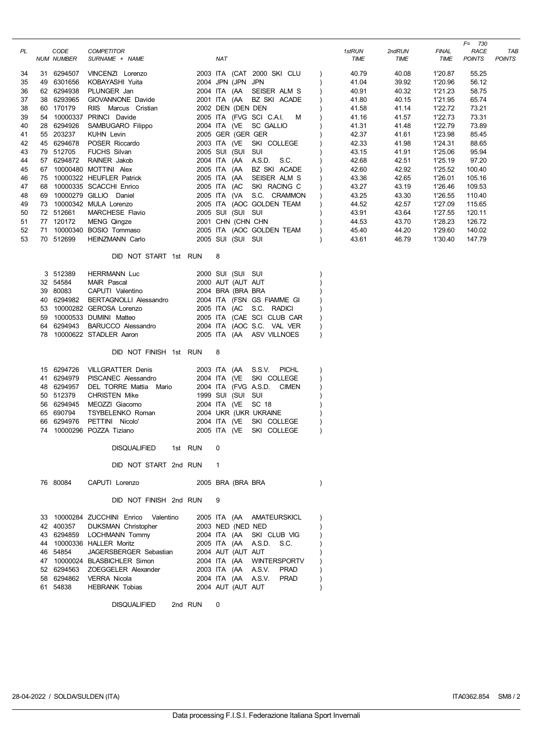| PL | NUM | CODE NUMBER | COMPETITOR SURNAME + NAME | NAT | | 1stRUN TIME | 2ndRUN TIME | FINAL TIME | F= 730 RACE POINTS | TAB POINTS |
|---|---|---|---|---|---|---|---|---|---|---|
| 34 | 31 | 6294507 | VINCENZI Lorenzo | 2003 ITA (CAT 2000 SKI CLU | ) | 40.79 | 40.08 | 1'20.87 | 55.25 | |
| 35 | 49 | 6301656 | KOBAYASHI Yuita | 2004 JPN (JPN JPN | ) | 41.04 | 39.92 | 1'20.96 | 56.12 | |
| 36 | 62 | 6294938 | PLUNGER Jan | 2004 ITA (AA SEISER ALM S | ) | 40.91 | 40.32 | 1'21.23 | 58.75 | |
| 37 | 38 | 6293965 | GIOVANNONE Davide | 2001 ITA (AA BZ SKI ACADE | ) | 41.80 | 40.15 | 1'21.95 | 65.74 | |
| 38 | 60 | 170179 | RIIS Marcus Cristian | 2002 DEN (DEN DEN | ) | 41.58 | 41.14 | 1'22.72 | 73.21 | |
| 39 | 54 | 10000337 | PRINCI Davide | 2005 ITA (FVG SCI C.A.I. M | ) | 41.16 | 41.57 | 1'22.73 | 73.31 | |
| 40 | 28 | 6294926 | SAMBUGARO Filippo | 2004 ITA (VE SC GALLIO | ) | 41.31 | 41.48 | 1'22.79 | 73.89 | |
| 41 | 55 | 203237 | KUHN Levin | 2005 GER (GER GER | ) | 42.37 | 41.61 | 1'23.98 | 85.45 | |
| 42 | 45 | 6294678 | POSER Riccardo | 2003 ITA (VE SKI COLLEGE | ) | 42.33 | 41.98 | 1'24.31 | 88.65 | |
| 43 | 79 | 512705 | FUCHS Silvan | 2005 SUI (SUI SUI | ) | 43.15 | 41.91 | 1'25.06 | 95.94 | |
| 44 | 57 | 6294872 | RAINER Jakob | 2004 ITA (AA A.S.D. S.C. | ) | 42.68 | 42.51 | 1'25.19 | 97.20 | |
| 45 | 67 | 10000480 | MOTTINI Alex | 2005 ITA (AA BZ SKI ACADE | ) | 42.60 | 42.92 | 1'25.52 | 100.40 | |
| 46 | 75 | 10000322 | HEUFLER Patrick | 2005 ITA (AA SEISER ALM S | ) | 43.36 | 42.65 | 1'26.01 | 105.16 | |
| 47 | 68 | 10000335 | SCACCHI Enrico | 2005 ITA (AC SKI RACING C | ) | 43.27 | 43.19 | 1'26.46 | 109.53 | |
| 48 | 69 | 10000279 | GILLIO Daniel | 2005 ITA (VA S.C. CRAMMON | ) | 43.25 | 43.30 | 1'26.55 | 110.40 | |
| 49 | 73 | 10000342 | MULA Lorenzo | 2005 ITA (AOC GOLDEN TEAM | ) | 44.52 | 42.57 | 1'27.09 | 115.65 | |
| 50 | 72 | 512661 | MARCHESE Flavio | 2005 SUI (SUI SUI | ) | 43.91 | 43.64 | 1'27.55 | 120.11 | |
| 51 | 77 | 120172 | MENG Qingze | 2001 CHN (CHN CHN | ) | 44.53 | 43.70 | 1'28.23 | 126.72 | |
| 52 | 71 | 10000340 | BOSIO Tommaso | 2005 ITA (AOC GOLDEN TEAM | ) | 45.40 | 44.20 | 1'29.60 | 140.02 | |
| 53 | 70 | 512699 | HEINZMANN Carlo | 2005 SUI (SUI SUI | ) | 43.61 | 46.79 | 1'30.40 | 147.79 | |

DID NOT START 1st RUN 8

| NUM | CODE NUMBER | COMPETITOR | NAT | |
|---|---|---|---|---|
| 3 | 512389 | HERRMANN Luc | 2000 SUI (SUI SUI | ) |
| 32 | 54584 | MAIR Pascal | 2000 AUT (AUT AUT | ) |
| 39 | 80083 | CAPUTI Valentino | 2004 BRA (BRA BRA | ) |
| 40 | 6294982 | BERTAGNOLLI Alessandro | 2004 ITA (FSN GS FIAMME GI | ) |
| 53 | 10000282 | GEROSA Lorenzo | 2005 ITA (AC S.C. RADICI | ) |
| 59 | 10000533 | DUMINI Matteo | 2005 ITA (CAE SCI CLUB CAR | ) |
| 64 | 6294943 | BARUCCO Alessandro | 2004 ITA (AOC S.C. VAL VER | ) |
| 78 | 10000622 | STADLER Aaron | 2005 ITA (AA ASV VILLNOES | ) |

DID NOT FINISH 1st RUN 8

| NUM | CODE NUMBER | COMPETITOR | NAT | |
|---|---|---|---|---|
| 15 | 6294726 | VILLGRATTER Denis | 2003 ITA (AA S.S.V. PICHL | ) |
| 41 | 6294979 | PISCANEC Alessandro | 2004 ITA (VE SKI COLLEGE | ) |
| 48 | 6294957 | DEL TORRE Mattia Mario | 2004 ITA (FVG A.S.D. CIMEN | ) |
| 50 | 512379 | CHRISTEN Mike | 1999 SUI (SUI SUI | ) |
| 56 | 6294945 | MEOZZI Giacomo | 2004 ITA (VE SC 18 | ) |
| 65 | 690794 | TSYBELENKO Roman | 2004 UKR (UKR UKRAINE | ) |
| 66 | 6294976 | PETTINI Nicolo' | 2004 ITA (VE SKI COLLEGE | ) |
| 74 | 10000296 | POZZA Tiziano | 2005 ITA (VE SKI COLLEGE | ) |

DISQUALIFIED 1st RUN 0

DID NOT START 2nd RUN 1

| NUM | CODE NUMBER | COMPETITOR | NAT | |
|---|---|---|---|---|
| 76 | 80084 | CAPUTI Lorenzo | 2005 BRA (BRA BRA | ) |

DID NOT FINISH 2nd RUN 9

| NUM | CODE NUMBER | COMPETITOR | NAT | |
|---|---|---|---|---|
| 33 | 10000284 | ZUCCHINI Enrico Valentino | 2005 ITA (AA AMATEURSKICL | ) |
| 42 | 400357 | DIJKSMAN Christopher | 2003 NED (NED NED | ) |
| 43 | 6294859 | LOCHMANN Tommy | 2004 ITA (AA SKI CLUB VIG | ) |
| 44 | 10000336 | HALLER Moritz | 2005 ITA (AA A.S.D. S.C. | ) |
| 46 | 54854 | JAGERSBERGER Sebastian | 2004 AUT (AUT AUT | ) |
| 47 | 10000024 | BLASBICHLER Simon | 2004 ITA (AA WINTERSPORTV | ) |
| 52 | 6294563 | ZOEGGELER Alexander | 2003 ITA (AA A.S.V. PRAD | ) |
| 58 | 6294862 | VERRA Nicola | 2004 ITA (AA A.S.V. PRAD | ) |
| 61 | 54838 | HEBRANK Tobias | 2004 AUT (AUT AUT | ) |

DISQUALIFIED 2nd RUN 0

28-04-2022 / SOLDA/SULDEN (ITA) ITA0362.854 SM8 / 2

Data processing F.I.S.I. Federazione Italiana Sport Invernali